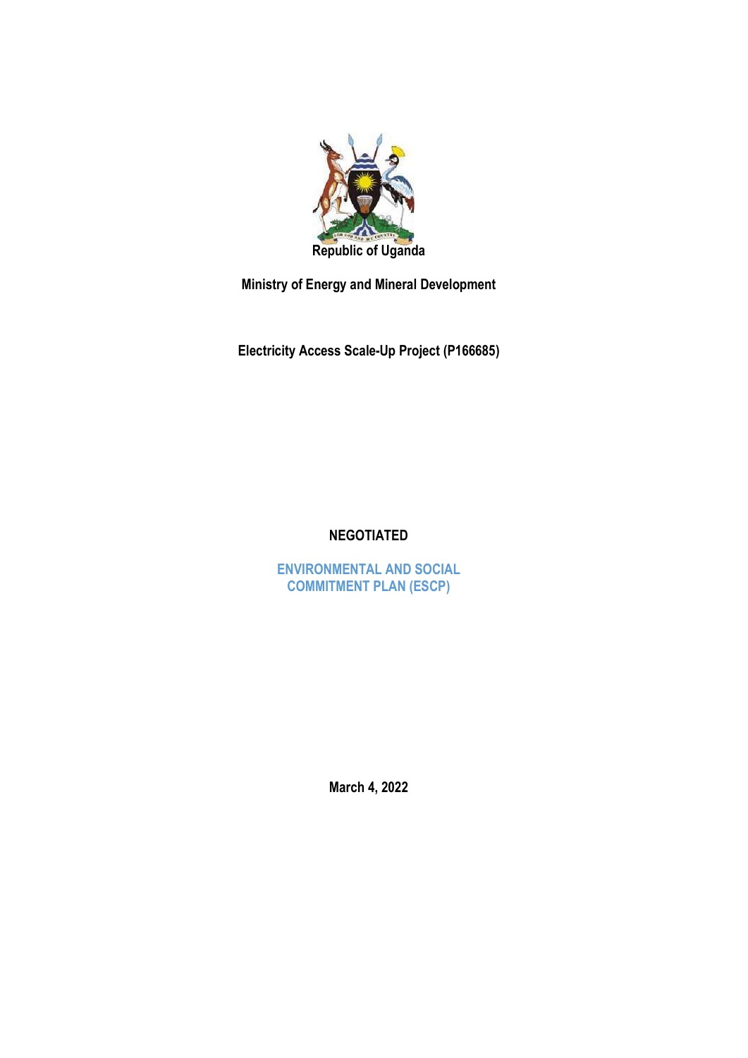Republic of Uganda

**Ministry of Energy and Mineral Development**

**Electricity Access Scale-Up Project (P166685)**

**NEGOTIATED**

# ENVIRONMENTAL AND SOCIAL COMMITMENT PLAN (ESCP)

**March 4, 2022**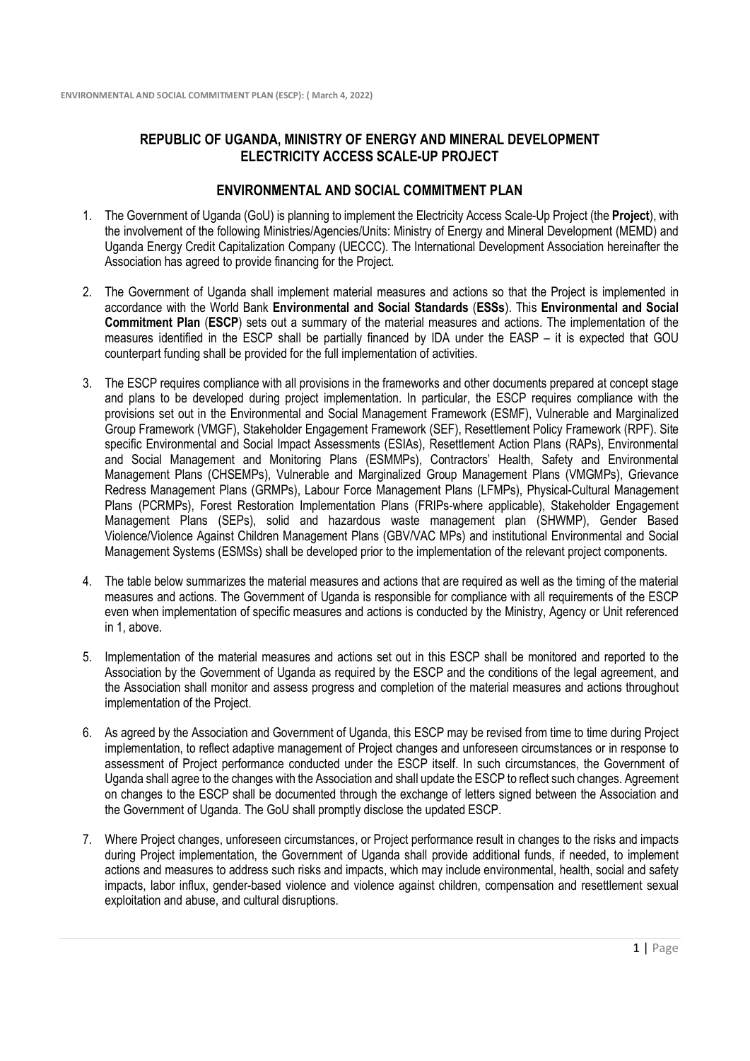# REPUBLIC OF UGANDA, MINISTRY OF ENERGY AND MINERAL DEVELOPMENT ELECTRICITY ACCESS SCALE-UP PROJECT

## ENVIRONMENTAL AND SOCIAL COMMITMENT PLAN

1. The Government of Uganda (GoU) is planning to implement the Electricity Access Scale-Up Project (the **Project**), with the involvement of the following Ministries/Agencies/Units: Ministry of Energy and Mineral Development (MEMD) and Uganda Energy Credit Capitalization Company (UECCC). The International Development Association hereinafter the Association has agreed to provide financing for the Project.

2. The Government of Uganda shall implement material measures and actions so that the Project is implemented in accordance with the World Bank **Environmental and Social Standards** (**ESSs**). This **Environmental and Social Commitment Plan** (**ESCP**) sets out a summary of the material measures and actions. The implementation of the measures identified in the ESCP shall be partially financed by IDA under the EASP – it is expected that GOU counterpart funding shall be provided for the full implementation of activities.

3. The ESCP requires compliance with all provisions in the frameworks and other documents prepared at concept stage and plans to be developed during project implementation. In particular, the ESCP requires compliance with the provisions set out in the Environmental and Social Management Framework (ESMF), Vulnerable and Marginalized Group Framework (VMGF), Stakeholder Engagement Framework (SEF), Resettlement Policy Framework (RPF). Site specific Environmental and Social Impact Assessments (ESIAs), Resettlement Action Plans (RAPs), Environmental and Social Management and Monitoring Plans (ESMMPs), Contractors' Health, Safety and Environmental Management Plans (CHSEMPs), Vulnerable and Marginalized Group Management Plans (VMGMPs), Grievance Redress Management Plans (GRMPs), Labour Force Management Plans (LFMPs), Physical-Cultural Management Plans (PCRMPs), Forest Restoration Implementation Plans (FRIPs-where applicable), Stakeholder Engagement Management Plans (SEPs), solid and hazardous waste management plan (SHWMP), Gender Based Violence/Violence Against Children Management Plans (GBV/VAC MPs) and institutional Environmental and Social Management Systems (ESMSs) shall be developed prior to the implementation of the relevant project components.

4. The table below summarizes the material measures and actions that are required as well as the timing of the material measures and actions. The Government of Uganda is responsible for compliance with all requirements of the ESCP even when implementation of specific measures and actions is conducted by the Ministry, Agency or Unit referenced in 1, above.

5. Implementation of the material measures and actions set out in this ESCP shall be monitored and reported to the Association by the Government of Uganda as required by the ESCP and the conditions of the legal agreement, and the Association shall monitor and assess progress and completion of the material measures and actions throughout implementation of the Project.

6. As agreed by the Association and Government of Uganda, this ESCP may be revised from time to time during Project implementation, to reflect adaptive management of Project changes and unforeseen circumstances or in response to assessment of Project performance conducted under the ESCP itself. In such circumstances, the Government of Uganda shall agree to the changes with the Association and shall update the ESCP to reflect such changes. Agreement on changes to the ESCP shall be documented through the exchange of letters signed between the Association and the Government of Uganda. The GoU shall promptly disclose the updated ESCP.

7. Where Project changes, unforeseen circumstances, or Project performance result in changes to the risks and impacts during Project implementation, the Government of Uganda shall provide additional funds, if needed, to implement actions and measures to address such risks and impacts, which may include environmental, health, social and safety impacts, labor influx, gender-based violence and violence against children, compensation and resettlement sexual exploitation and abuse, and cultural disruptions.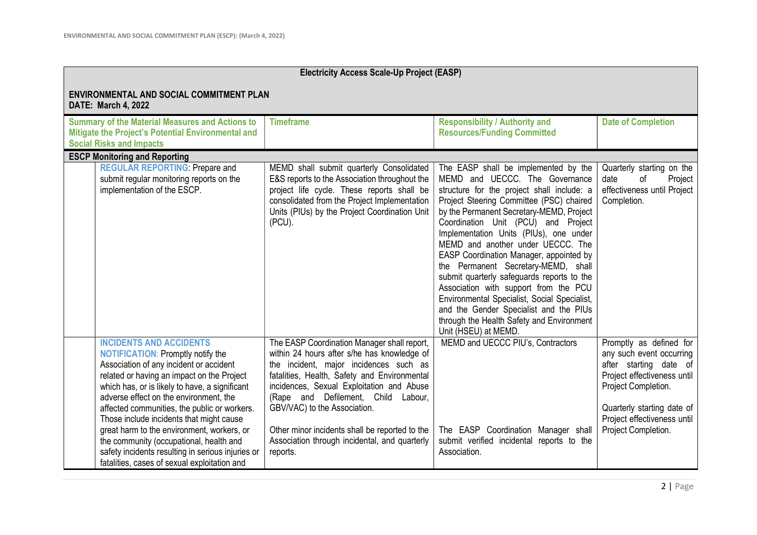| Electricity Access Scale-Up Project (EASP) | | | |
|---|---|---|---|
| **ENVIRONMENTAL AND SOCIAL COMMITMENT PLAN**<br>**DATE: March 4, 2022** | | | |
| **Summary of the Material Measures and Actions to Mitigate the Project's Potential Environmental and Social Risks and Impacts** | **Timeframe** | **Responsibility / Authority and Resources/Funding Committed** | **Date of Completion** |
| **ESCP Monitoring and Reporting** | | | |
| **REGULAR REPORTING**: Prepare and submit regular monitoring reports on the implementation of the ESCP. | MEMD shall submit quarterly Consolidated E&S reports to the Association throughout the project life cycle. These reports shall be consolidated from the Project Implementation Units (PIUs) by the Project Coordination Unit (PCU). | The EASP shall be implemented by the MEMD and UECCC. The Governance structure for the project shall include: a Project Steering Committee (PSC) chaired by the Permanent Secretary-MEMD, Project Coordination Unit (PCU) and Project Implementation Units (PIUs), one under MEMD and another under UECCC. The EASP Coordination Manager, appointed by the Permanent Secretary-MEMD, shall submit quarterly safeguards reports to the Association with support from the PCU Environmental Specialist, Social Specialist, and the Gender Specialist and the PIUs through the Health Safety and Environment Unit (HSEU) at MEMD. | Quarterly starting on the date of Project effectiveness until Project Completion. |
| **INCIDENTS AND ACCIDENTS NOTIFICATION**: Promptly notify the Association of any incident or accident related or having an impact on the Project which has, or is likely to have, a significant adverse effect on the environment, the affected communities, the public or workers. Those include incidents that might cause great harm to the environment, workers, or the community (occupational, health and safety incidents resulting in serious injuries or fatalities, cases of sexual exploitation and | The EASP Coordination Manager shall report, within 24 hours after s/he has knowledge of the incident, major incidences such as fatalities, Health, Safety and Environmental incidences, Sexual Exploitation and Abuse (Rape and Defilement, Child Labour, GBV/VAC) to the Association.<br><br>Other minor incidents shall be reported to the Association through incidental, and quarterly reports. | MEMD and UECCC PIU's, Contractors<br><br>The EASP Coordination Manager shall submit verified incidental reports to the Association. | Promptly as defined for any such event occurring after starting date of Project effectiveness until Project Completion.<br><br>Quarterly starting date of Project effectiveness until Project Completion. |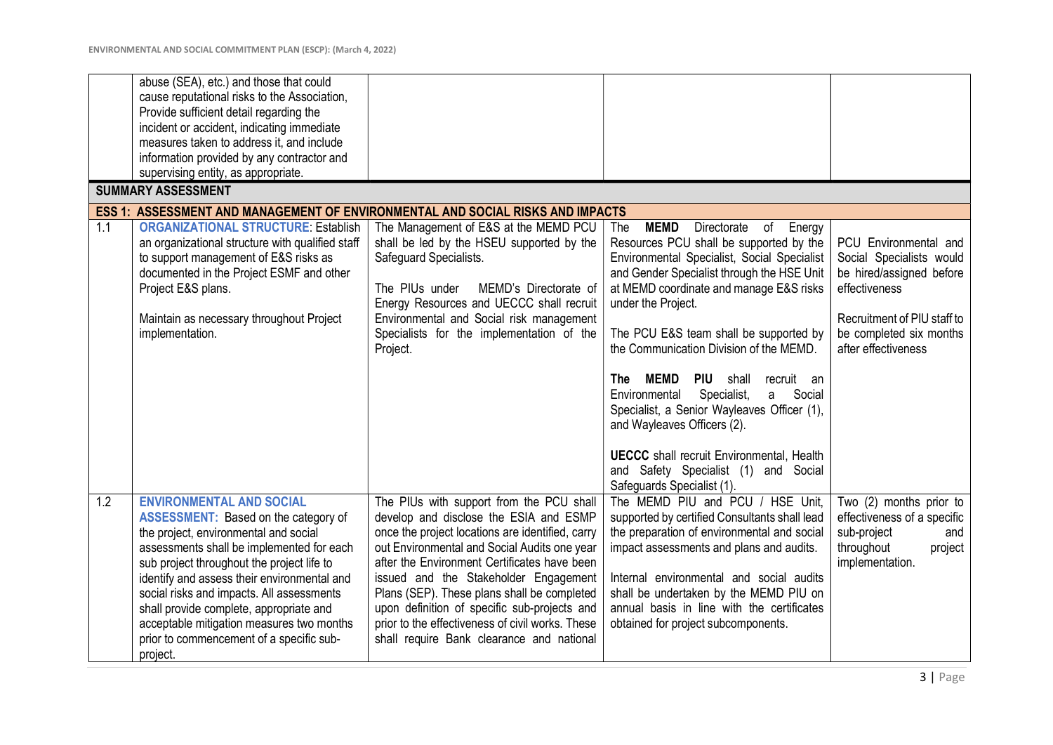| | | | | |
|---|---|---|---|---|
| | abuse (SEA), etc.) and those that could cause reputational risks to the Association, Provide sufficient detail regarding the incident or accident, indicating immediate measures taken to address it, and include information provided by any contractor and supervising entity, as appropriate. | | | |
| **SUMMARY ASSESSMENT** | | | | |
| **ESS 1: ASSESSMENT AND MANAGEMENT OF ENVIRONMENTAL AND SOCIAL RISKS AND IMPACTS** | | | | |
| 1.1 | **ORGANIZATIONAL STRUCTURE**: Establish an organizational structure with qualified staff to support management of E&S risks as documented in the Project ESMF and other Project E&S plans.<br><br>Maintain as necessary throughout Project implementation. | The Management of E&S at the MEMD PCU shall be led by the HSEU supported by the Safeguard Specialists.<br><br>The PIUs under MEMD's Directorate of Energy Resources and UECCC shall recruit Environmental and Social risk management Specialists for the implementation of the Project. | The **MEMD** Directorate of Energy Resources PCU shall be supported by the Environmental Specialist, Social Specialist and Gender Specialist through the HSE Unit at MEMD coordinate and manage E&S risks under the Project.<br><br>The PCU E&S team shall be supported by the Communication Division of the MEMD.<br><br>**The MEMD PIU** shall recruit an Environmental Specialist, a Social Specialist, a Senior Wayleaves Officer (1), and Wayleaves Officers (2).<br><br>**UECCC** shall recruit Environmental, Health and Safety Specialist (1) and Social Safeguards Specialist (1). | PCU Environmental and Social Specialists would be hired/assigned before effectiveness<br><br>Recruitment of PIU staff to be completed six months after effectiveness |
| 1.2 | **ENVIRONMENTAL AND SOCIAL ASSESSMENT:** Based on the category of the project, environmental and social assessments shall be implemented for each sub project throughout the project life to identify and assess their environmental and social risks and impacts. All assessments shall provide complete, appropriate and acceptable mitigation measures two months prior to commencement of a specific sub-project. | The PIUs with support from the PCU shall develop and disclose the ESIA and ESMP once the project locations are identified, carry out Environmental and Social Audits one year after the Environment Certificates have been issued and the Stakeholder Engagement Plans (SEP). These plans shall be completed upon definition of specific sub-projects and prior to the effectiveness of civil works. These shall require Bank clearance and national | The MEMD PIU and PCU / HSE Unit, supported by certified Consultants shall lead the preparation of environmental and social impact assessments and plans and audits.<br><br>Internal environmental and social audits shall be undertaken by the MEMD PIU on annual basis in line with the certificates obtained for project subcomponents. | Two (2) months prior to effectiveness of a specific sub-project and throughout project implementation. |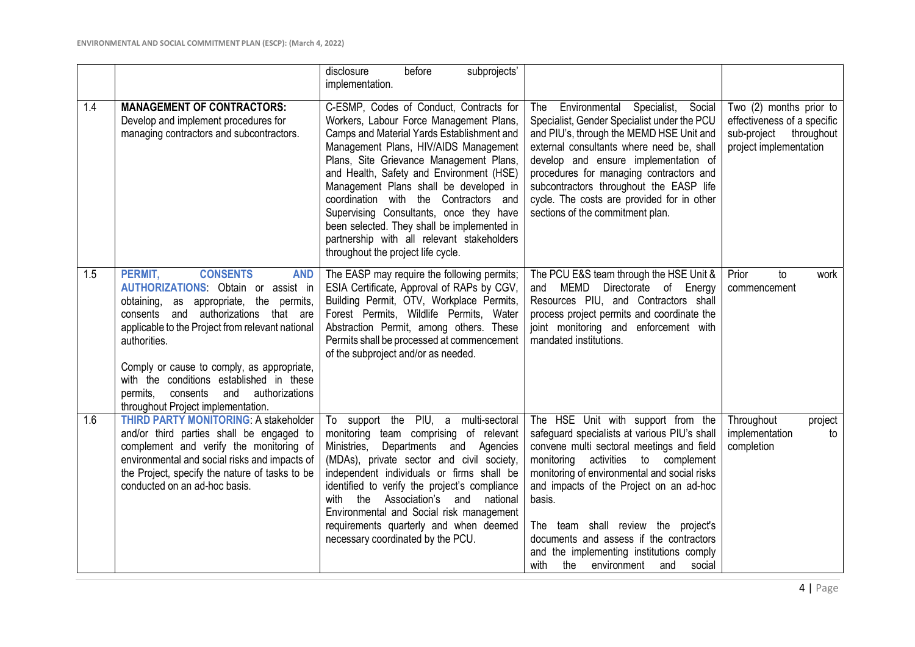| | | | | |
|---|---|---|---|---|
| | | disclosure before subprojects' implementation. | | |
| 1.4 | **MANAGEMENT OF CONTRACTORS:** Develop and implement procedures for managing contractors and subcontractors. | C-ESMP, Codes of Conduct, Contracts for Workers, Labour Force Management Plans, Camps and Material Yards Establishment and Management Plans, HIV/AIDS Management Plans, Site Grievance Management Plans, and Health, Safety and Environment (HSE) Management Plans shall be developed in coordination with the Contractors and Supervising Consultants, once they have been selected. They shall be implemented in partnership with all relevant stakeholders throughout the project life cycle. | The Environmental Specialist, Social Specialist, Gender Specialist under the PCU and PIU's, through the MEMD HSE Unit and external consultants where need be, shall develop and ensure implementation of procedures for managing contractors and subcontractors throughout the EASP life cycle. The costs are provided for in other sections of the commitment plan. | Two (2) months prior to effectiveness of a specific sub-project throughout project implementation |
| 1.5 | **PERMIT, CONSENTS AND AUTHORIZATIONS**: Obtain or assist in obtaining, as appropriate, the permits, consents and authorizations that are applicable to the Project from relevant national authorities.<br><br>Comply or cause to comply, as appropriate, with the conditions established in these permits, consents and authorizations throughout Project implementation. | The EASP may require the following permits; ESIA Certificate, Approval of RAPs by CGV, Building Permit, OTV, Workplace Permits, Forest Permits, Wildlife Permits, Water Abstraction Permit, among others. These Permits shall be processed at commencement of the subproject and/or as needed. | The PCU E&S team through the HSE Unit & and MEMD Directorate of Energy Resources PIU, and Contractors shall process project permits and coordinate the joint monitoring and enforcement with mandated institutions. | Prior to work commencement |
| 1.6 | **THIRD PARTY MONITORING**: A stakeholder and/or third parties shall be engaged to complement and verify the monitoring of environmental and social risks and impacts of the Project, specify the nature of tasks to be conducted on an ad-hoc basis. | To support the PIU, a multi-sectoral monitoring team comprising of relevant Ministries, Departments and Agencies (MDAs), private sector and civil society, independent individuals or firms shall be identified to verify the project's compliance with the Association's and national Environmental and Social risk management requirements quarterly and when deemed necessary coordinated by the PCU. | The HSE Unit with support from the safeguard specialists at various PIU's shall convene multi sectoral meetings and field monitoring activities to complement monitoring of environmental and social risks and impacts of the Project on an ad-hoc basis.<br><br>The team shall review the project's documents and assess if the contractors and the implementing institutions comply with the environment and social | Throughout project implementation to completion |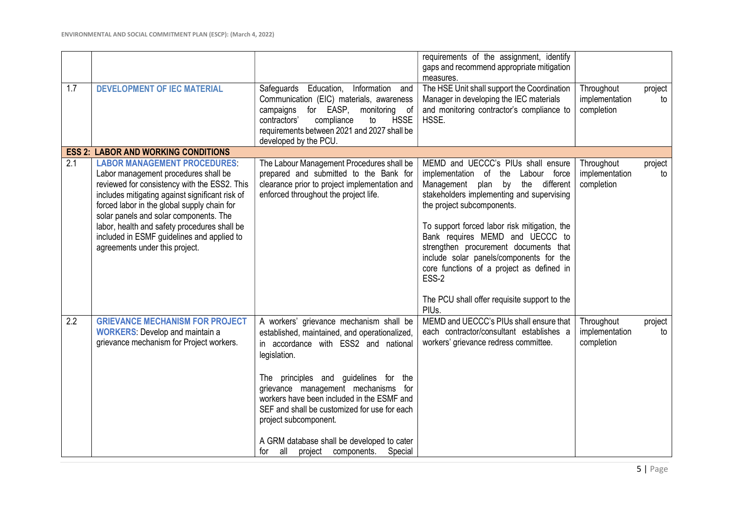| | | | requirements of the assignment, identify gaps and recommend appropriate mitigation measures. | |
|---|---|---|---|---|
| 1.7 | **DEVELOPMENT OF IEC MATERIAL** | Safeguards Education, Information and Communication (EIC) materials, awareness campaigns for EASP, monitoring of contractors' compliance to HSSE requirements between 2021 and 2027 shall be developed by the PCU. | The HSE Unit shall support the Coordination Manager in developing the IEC materials and monitoring contractor's compliance to HSSE. | Throughout project implementation to completion |
| **ESS 2: LABOR AND WORKING CONDITIONS** | | | | |
| 2.1 | **LABOR MANAGEMENT PROCEDURES**: Labor management procedures shall be reviewed for consistency with the ESS2. This includes mitigating against significant risk of forced labor in the global supply chain for solar panels and solar components. The labor, health and safety procedures shall be included in ESMF guidelines and applied to agreements under this project. | The Labour Management Procedures shall be prepared and submitted to the Bank for clearance prior to project implementation and enforced throughout the project life. | MEMD and UECCC's PIUs shall ensure implementation of the Labour force Management plan by the different stakeholders implementing and supervising the project subcomponents.<br><br>To support forced labor risk mitigation, the Bank requires MEMD and UECCC to strengthen procurement documents that include solar panels/components for the core functions of a project as defined in ESS-2<br><br>The PCU shall offer requisite support to the PIUs. | Throughout project implementation to completion |
| 2.2 | **GRIEVANCE MECHANISM FOR PROJECT WORKERS**: Develop and maintain a grievance mechanism for Project workers. | A workers' grievance mechanism shall be established, maintained, and operationalized, in accordance with ESS2 and national legislation.<br><br>The principles and guidelines for the grievance management mechanisms for workers have been included in the ESMF and SEF and shall be customized for use for each project subcomponent.<br><br>A GRM database shall be developed to cater for all project components. Special | MEMD and UECCC's PIUs shall ensure that each contractor/consultant establishes a workers' grievance redress committee. | Throughout project implementation to completion |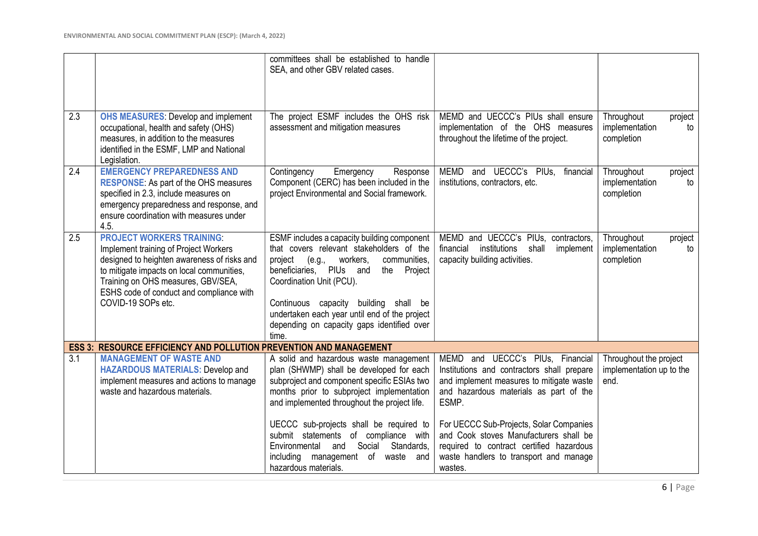| | | | | |
|---|---|---|---|---|
| | | committees shall be established to handle SEA, and other GBV related cases. | | |
| 2.3 | **OHS MEASURES**: Develop and implement occupational, health and safety (OHS) measures, in addition to the measures identified in the ESMF, LMP and National Legislation. | The project ESMF includes the OHS risk assessment and mitigation measures | MEMD and UECCC's PIUs shall ensure implementation of the OHS measures throughout the lifetime of the project. | Throughout project implementation to completion |
| 2.4 | **EMERGENCY PREPAREDNESS AND RESPONSE**: As part of the OHS measures specified in 2.3, include measures on emergency preparedness and response, and ensure coordination with measures under 4.5. | Contingency Emergency Response Component (CERC) has been included in the project Environmental and Social framework. | MEMD and UECCC's PIUs, financial institutions, contractors, etc. | Throughout project implementation to completion |
| 2.5 | **PROJECT WORKERS TRAINING**: Implement training of Project Workers designed to heighten awareness of risks and to mitigate impacts on local communities, Training on OHS measures, GBV/SEA, ESHS code of conduct and compliance with COVID-19 SOPs etc. | ESMF includes a capacity building component that covers relevant stakeholders of the project (e.g., workers, communities, beneficiaries, PIUs and the Project Coordination Unit (PCU).<br><br>Continuous capacity building shall be undertaken each year until end of the project depending on capacity gaps identified over time. | MEMD and UECCC's PIUs, contractors, financial institutions shall implement capacity building activities. | Throughout project implementation to completion |
| **ESS 3: RESOURCE EFFICIENCY AND POLLUTION PREVENTION AND MANAGEMENT** | | | | |
| 3.1 | **MANAGEMENT OF WASTE AND HAZARDOUS MATERIALS:** Develop and implement measures and actions to manage waste and hazardous materials. | A solid and hazardous waste management plan (SHWMP) shall be developed for each subproject and component specific ESIAs two months prior to subproject implementation and implemented throughout the project life.<br><br>UECCC sub-projects shall be required to submit statements of compliance with Environmental and Social Standards, including management of waste and hazardous materials. | MEMD and UECCC's PIUs, Financial Institutions and contractors shall prepare and implement measures to mitigate waste and hazardous materials as part of the ESMP.<br><br>For UECCC Sub-Projects, Solar Companies and Cook stoves Manufacturers shall be required to contract certified hazardous waste handlers to transport and manage wastes. | Throughout the project implementation up to the end. |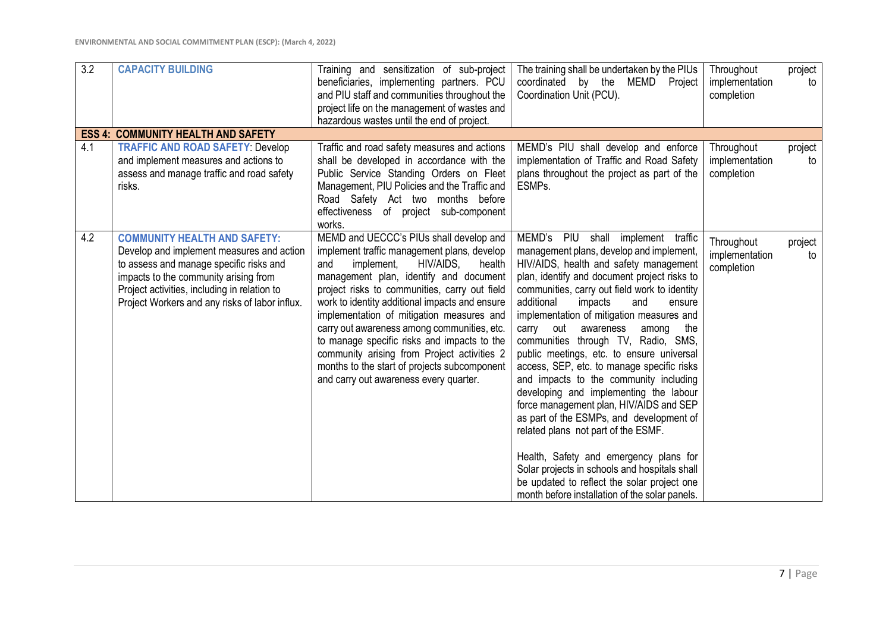| | | | | |
|---|---|---|---|---|
| 3.2 | **CAPACITY BUILDING** | Training and sensitization of sub-project beneficiaries, implementing partners. PCU and PIU staff and communities throughout the project life on the management of wastes and hazardous wastes until the end of project. | The training shall be undertaken by the PIUs coordinated by the MEMD Project Coordination Unit (PCU). | Throughout project implementation to completion |
| **ESS 4: COMMUNITY HEALTH AND SAFETY** | | | | |
| 4.1 | **TRAFFIC AND ROAD SAFETY**: Develop and implement measures and actions to assess and manage traffic and road safety risks. | Traffic and road safety measures and actions shall be developed in accordance with the Public Service Standing Orders on Fleet Management, PIU Policies and the Traffic and Road Safety Act two months before effectiveness of project sub-component works. | MEMD's PIU shall develop and enforce implementation of Traffic and Road Safety plans throughout the project as part of the ESMPs. | Throughout project implementation to completion |
| 4.2 | **COMMUNITY HEALTH AND SAFETY:** Develop and implement measures and action to assess and manage specific risks and impacts to the community arising from Project activities, including in relation to Project Workers and any risks of labor influx. | MEMD and UECCC's PIUs shall develop and implement traffic management plans, develop and implement, HIV/AIDS, health management plan, identify and document project risks to communities, carry out field work to identity additional impacts and ensure implementation of mitigation measures and carry out awareness among communities, etc. to manage specific risks and impacts to the community arising from Project activities 2 months to the start of projects subcomponent and carry out awareness every quarter. | MEMD's PIU shall implement traffic management plans, develop and implement, HIV/AIDS, health and safety management plan, identify and document project risks to communities, carry out field work to identity additional impacts and ensure implementation of mitigation measures and carry out awareness among the communities through TV, Radio, SMS, public meetings, etc. to ensure universal access, SEP, etc. to manage specific risks and impacts to the community including developing and implementing the labour force management plan, HIV/AIDS and SEP as part of the ESMPs, and development of related plans not part of the ESMF.<br><br>Health, Safety and emergency plans for Solar projects in schools and hospitals shall be updated to reflect the solar project one month before installation of the solar panels. | Throughout project implementation to completion |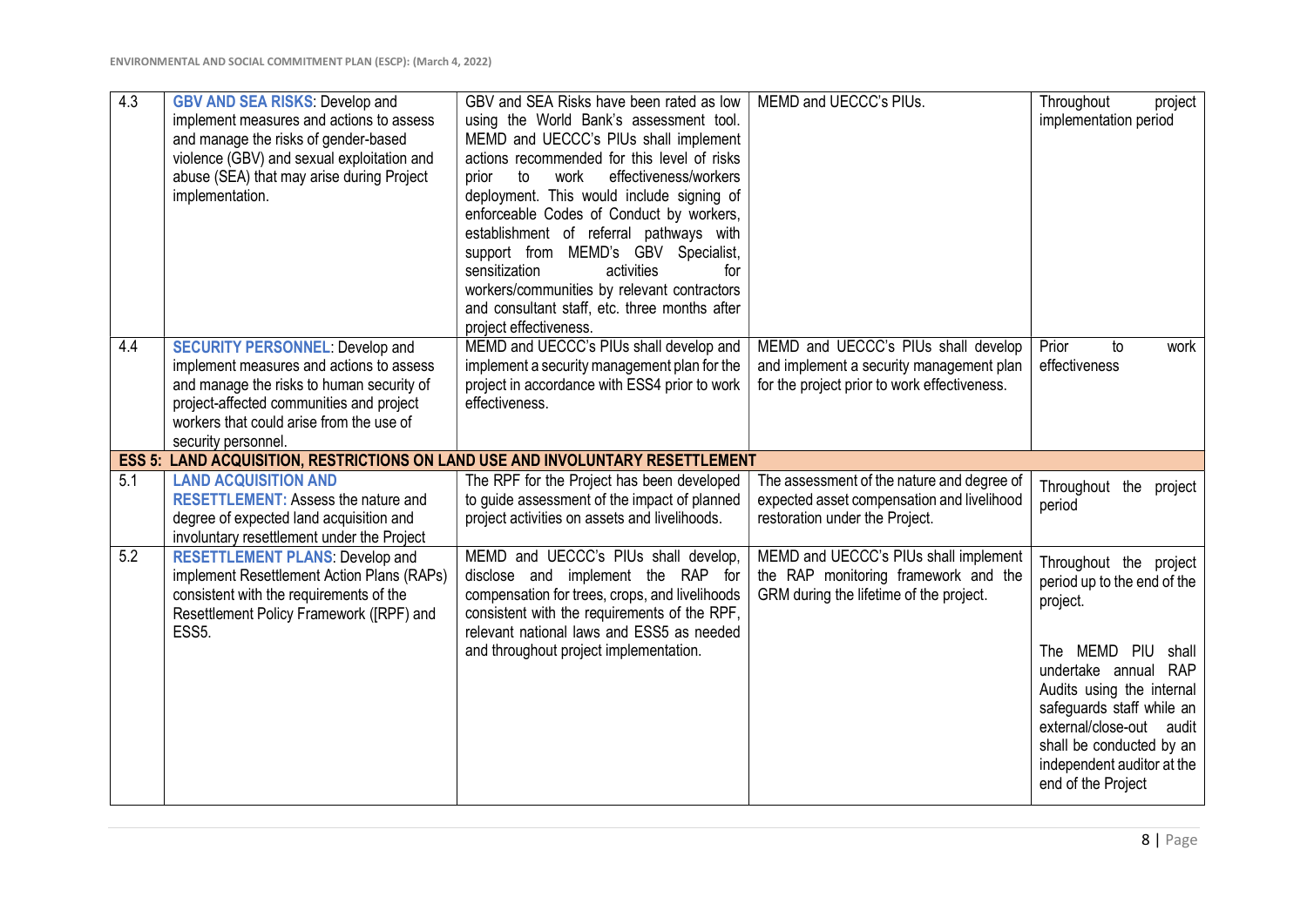| | | | | |
|---|---|---|---|---|
| 4.3 | **GBV AND SEA RISKS**: Develop and implement measures and actions to assess and manage the risks of gender-based violence (GBV) and sexual exploitation and abuse (SEA) that may arise during Project implementation. | GBV and SEA Risks have been rated as low using the World Bank's assessment tool. MEMD and UECCC's PIUs shall implement actions recommended for this level of risks prior to work effectiveness/workers deployment. This would include signing of enforceable Codes of Conduct by workers, establishment of referral pathways with support from MEMD's GBV Specialist, sensitization activities for workers/communities by relevant contractors and consultant staff, etc. three months after project effectiveness. | MEMD and UECCC's PIUs. | Throughout project implementation period |
| 4.4 | **SECURITY PERSONNEL**: Develop and implement measures and actions to assess and manage the risks to human security of project-affected communities and project workers that could arise from the use of security personnel. | MEMD and UECCC's PIUs shall develop and implement a security management plan for the project in accordance with ESS4 prior to work effectiveness. | MEMD and UECCC's PIUs shall develop and implement a security management plan for the project prior to work effectiveness. | Prior to work effectiveness |
| **ESS 5: LAND ACQUISITION, RESTRICTIONS ON LAND USE AND INVOLUNTARY RESETTLEMENT** | | | | |
| 5.1 | **LAND ACQUISITION AND RESETTLEMENT:** Assess the nature and degree of expected land acquisition and involuntary resettlement under the Project | The RPF for the Project has been developed to guide assessment of the impact of planned project activities on assets and livelihoods. | The assessment of the nature and degree of expected asset compensation and livelihood restoration under the Project. | Throughout the project period |
| 5.2 | **RESETTLEMENT PLANS**: Develop and implement Resettlement Action Plans (RAPs) consistent with the requirements of the Resettlement Policy Framework ([RPF) and ESS5. | MEMD and UECCC's PIUs shall develop, disclose and implement the RAP for compensation for trees, crops, and livelihoods consistent with the requirements of the RPF, relevant national laws and ESS5 as needed and throughout project implementation. | MEMD and UECCC's PIUs shall implement the RAP monitoring framework and the GRM during the lifetime of the project. | Throughout the project period up to the end of the project.<br><br>The MEMD PIU shall undertake annual RAP Audits using the internal safeguards staff while an external/close-out audit shall be conducted by an independent auditor at the end of the Project |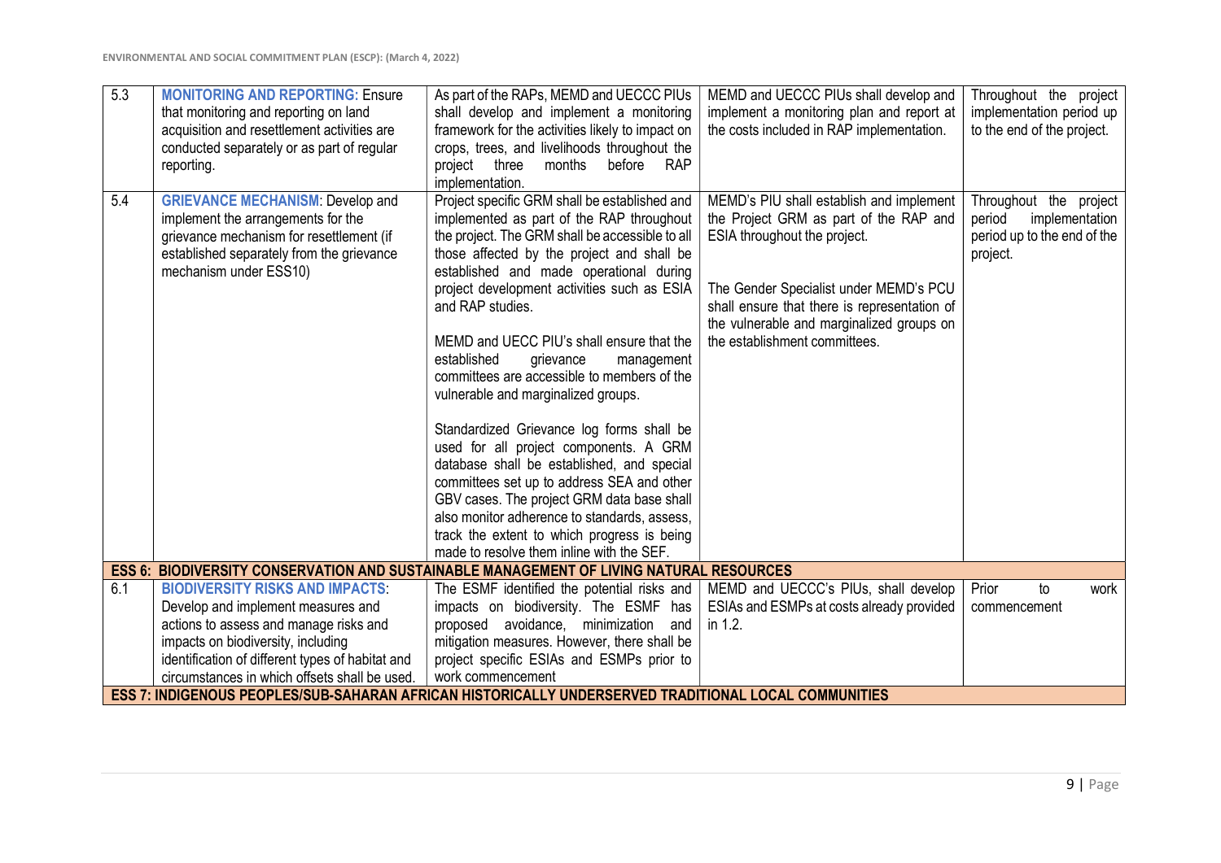| 5.3 | **MONITORING AND REPORTING:** Ensure that monitoring and reporting on land acquisition and resettlement activities are conducted separately or as part of regular reporting. | As part of the RAPs, MEMD and UECCC PIUs shall develop and implement a monitoring framework for the activities likely to impact on crops, trees, and livelihoods throughout the project three months before RAP implementation. | MEMD and UECCC PIUs shall develop and implement a monitoring plan and report at the costs included in RAP implementation. | Throughout the project implementation period up to the end of the project. |
|---|---|---|---|---|
| 5.4 | **GRIEVANCE MECHANISM**: Develop and implement the arrangements for the grievance mechanism for resettlement (if established separately from the grievance mechanism under ESS10) | Project specific GRM shall be established and implemented as part of the RAP throughout the project. The GRM shall be accessible to all those affected by the project and shall be established and made operational during project development activities such as ESIA and RAP studies.<br><br>MEMD and UECC PIU's shall ensure that the established grievance management committees are accessible to members of the vulnerable and marginalized groups.<br><br>Standardized Grievance log forms shall be used for all project components. A GRM database shall be established, and special committees set up to address SEA and other GBV cases. The project GRM data base shall also monitor adherence to standards, assess, track the extent to which progress is being made to resolve them inline with the SEF. | MEMD's PIU shall establish and implement the Project GRM as part of the RAP and ESIA throughout the project.<br><br>The Gender Specialist under MEMD's PCU shall ensure that there is representation of the vulnerable and marginalized groups on the establishment committees. | Throughout the project period implementation period up to the end of the project. |
| **ESS 6: BIODIVERSITY CONSERVATION AND SUSTAINABLE MANAGEMENT OF LIVING NATURAL RESOURCES** | | | | |
| 6.1 | **BIODIVERSITY RISKS AND IMPACTS**: Develop and implement measures and actions to assess and manage risks and impacts on biodiversity, including identification of different types of habitat and circumstances in which offsets shall be used. | The ESMF identified the potential risks and impacts on biodiversity. The ESMF has proposed avoidance, minimization and mitigation measures. However, there shall be project specific ESIAs and ESMPs prior to work commencement | MEMD and UECCC's PIUs, shall develop ESIAs and ESMPs at costs already provided in 1.2. | Prior to work commencement |
| **ESS 7: INDIGENOUS PEOPLES/SUB-SAHARAN AFRICAN HISTORICALLY UNDERSERVED TRADITIONAL LOCAL COMMUNITIES** | | | | |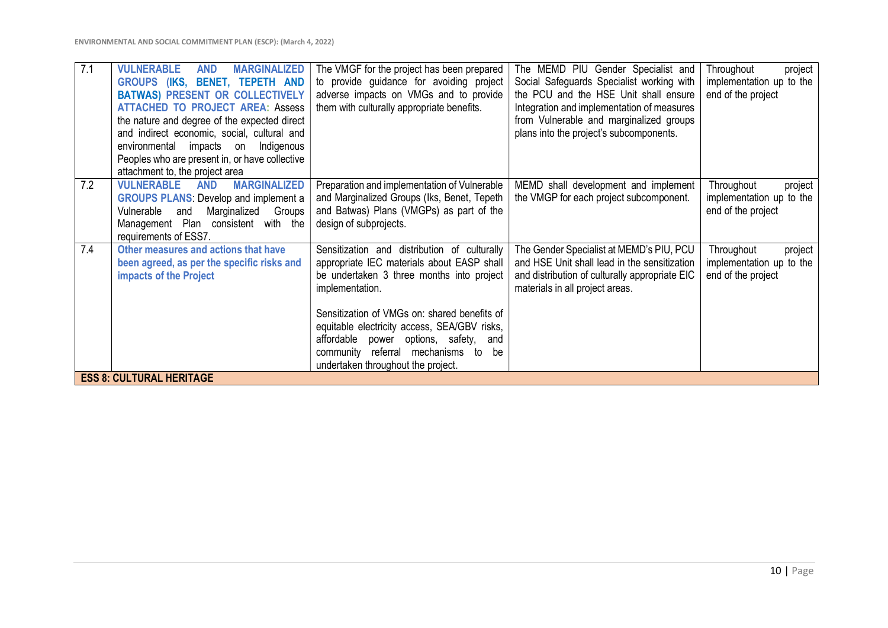| | | | | |
|---|---|---|---|---|
| 7.1 | **VULNERABLE AND MARGINALIZED GROUPS (IKS, BENET, TEPETH AND BATWAS) PRESENT OR COLLECTIVELY ATTACHED TO PROJECT AREA:** Assess the nature and degree of the expected direct and indirect economic, social, cultural and environmental impacts on Indigenous Peoples who are present in, or have collective attachment to, the project area | The VMGF for the project has been prepared to provide guidance for avoiding project adverse impacts on VMGs and to provide them with culturally appropriate benefits. | The MEMD PIU Gender Specialist and Social Safeguards Specialist working with the PCU and the HSE Unit shall ensure Integration and implementation of measures from Vulnerable and marginalized groups plans into the project's subcomponents. | Throughout project implementation up to the end of the project |
| 7.2 | **VULNERABLE AND MARGINALIZED GROUPS PLANS**: Develop and implement a Vulnerable and Marginalized Groups Management Plan consistent with the requirements of ESS7. | Preparation and implementation of Vulnerable and Marginalized Groups (Iks, Benet, Tepeth and Batwas) Plans (VMGPs) as part of the design of subprojects. | MEMD shall development and implement the VMGP for each project subcomponent. | Throughout project implementation up to the end of the project |
| 7.4 | **Other measures and actions that have been agreed, as per the specific risks and impacts of the Project** | Sensitization and distribution of culturally appropriate IEC materials about EASP shall be undertaken 3 three months into project implementation.<br><br>Sensitization of VMGs on: shared benefits of equitable electricity access, SEA/GBV risks, affordable power options, safety, and community referral mechanisms to be undertaken throughout the project. | The Gender Specialist at MEMD's PIU, PCU and HSE Unit shall lead in the sensitization and distribution of culturally appropriate EIC materials in all project areas. | Throughout project implementation up to the end of the project |
| **ESS 8: CULTURAL HERITAGE** | | | | |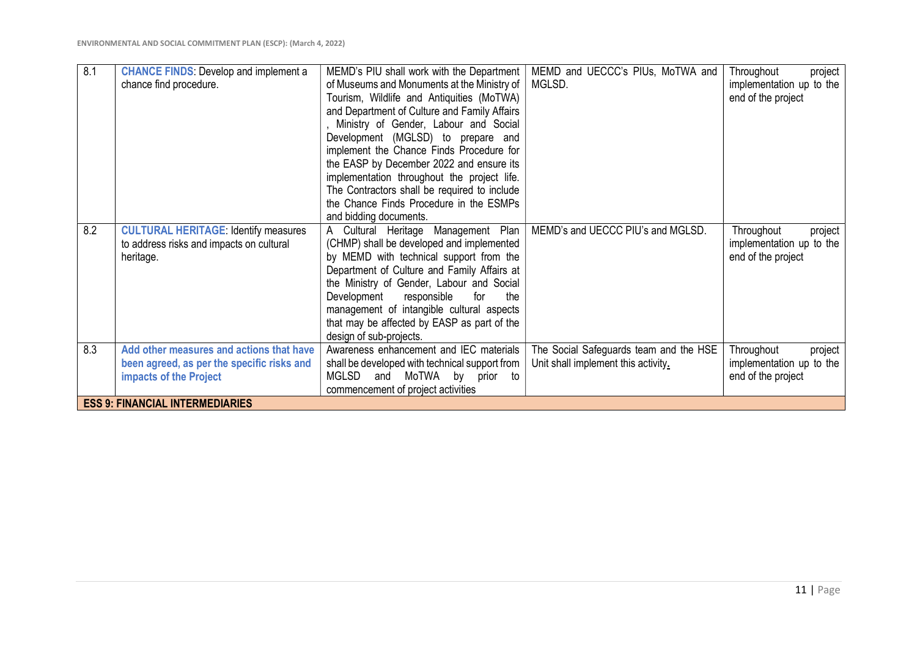| 8.1 | **CHANCE FINDS**: Develop and implement a chance find procedure. | MEMD's PIU shall work with the Department of Museums and Monuments at the Ministry of Tourism, Wildlife and Antiquities (MoTWA) and Department of Culture and Family Affairs , Ministry of Gender, Labour and Social Development (MGLSD) to prepare and implement the Chance Finds Procedure for the EASP by December 2022 and ensure its implementation throughout the project life. The Contractors shall be required to include the Chance Finds Procedure in the ESMPs and bidding documents. | MEMD and UECCC's PIUs, MoTWA and MGLSD. | Throughout project implementation up to the end of the project |
|---|---|---|---|---|
| 8.2 | **CULTURAL HERITAGE**: Identify measures to address risks and impacts on cultural heritage. | A Cultural Heritage Management Plan (CHMP) shall be developed and implemented by MEMD with technical support from the Department of Culture and Family Affairs at the Ministry of Gender, Labour and Social Development responsible for the management of intangible cultural aspects that may be affected by EASP as part of the design of sub-projects. | MEMD's and UECCC PIU's and MGLSD. | Throughout project implementation up to the end of the project |
| 8.3 | **Add other measures and actions that have been agreed, as per the specific risks and impacts of the Project** | Awareness enhancement and IEC materials shall be developed with technical support from MGLSD and MoTWA by prior to commencement of project activities | The Social Safeguards team and the HSE Unit shall implement this activity. | Throughout project implementation up to the end of the project |
| **ESS 9: FINANCIAL INTERMEDIARIES** | | | | |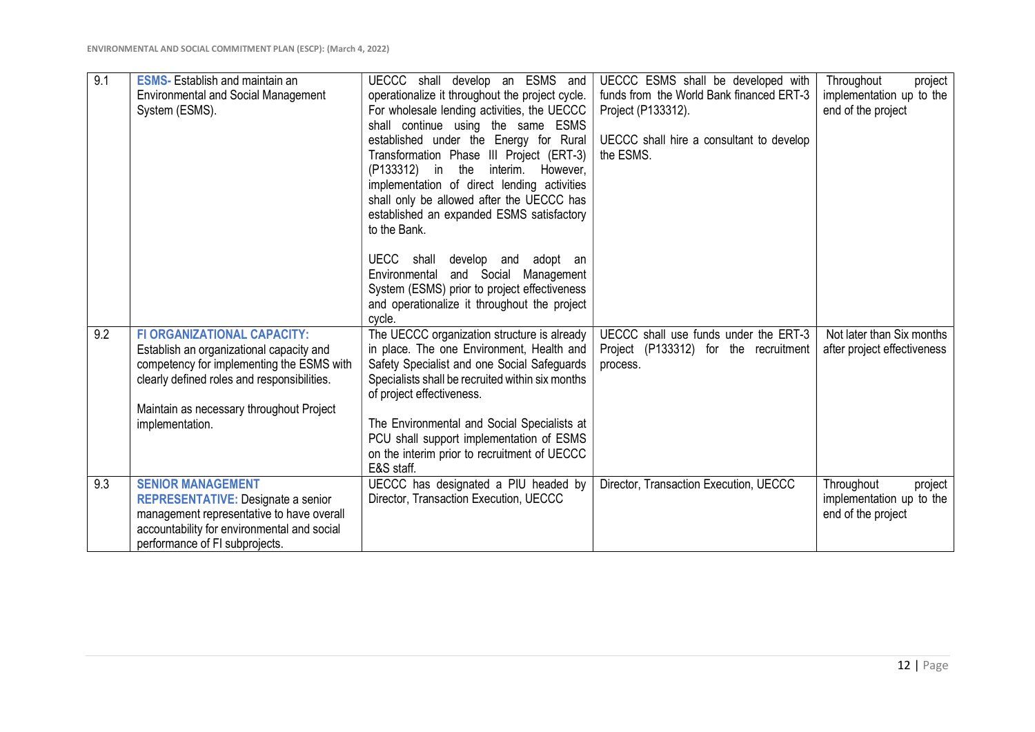| 9.1 | **ESMS-** Establish and maintain an Environmental and Social Management System (ESMS). | UECCC shall develop an ESMS and operationalize it throughout the project cycle. For wholesale lending activities, the UECCC shall continue using the same ESMS established under the Energy for Rural Transformation Phase III Project (ERT-3) (P133312) in the interim. However, implementation of direct lending activities shall only be allowed after the UECCC has established an expanded ESMS satisfactory to the Bank.<br><br>UECC shall develop and adopt an Environmental and Social Management System (ESMS) prior to project effectiveness and operationalize it throughout the project cycle. | UECCC ESMS shall be developed with funds from the World Bank financed ERT-3 Project (P133312).<br><br>UECCC shall hire a consultant to develop the ESMS. | Throughout project implementation up to the end of the project |
|---|---|---|---|---|
| 9.2 | **FI ORGANIZATIONAL CAPACITY:** Establish an organizational capacity and competency for implementing the ESMS with clearly defined roles and responsibilities.<br><br>Maintain as necessary throughout Project implementation. | The UECCC organization structure is already in place. The one Environment, Health and Safety Specialist and one Social Safeguards Specialists shall be recruited within six months of project effectiveness.<br><br>The Environmental and Social Specialists at PCU shall support implementation of ESMS on the interim prior to recruitment of UECCC E&S staff. | UECCC shall use funds under the ERT-3 Project (P133312) for the recruitment process. | Not later than Six months after project effectiveness |
| 9.3 | **SENIOR MANAGEMENT REPRESENTATIVE:** Designate a senior management representative to have overall accountability for environmental and social performance of FI subprojects. | UECCC has designated a PIU headed by Director, Transaction Execution, UECCC | Director, Transaction Execution, UECCC | Throughout project implementation up to the end of the project |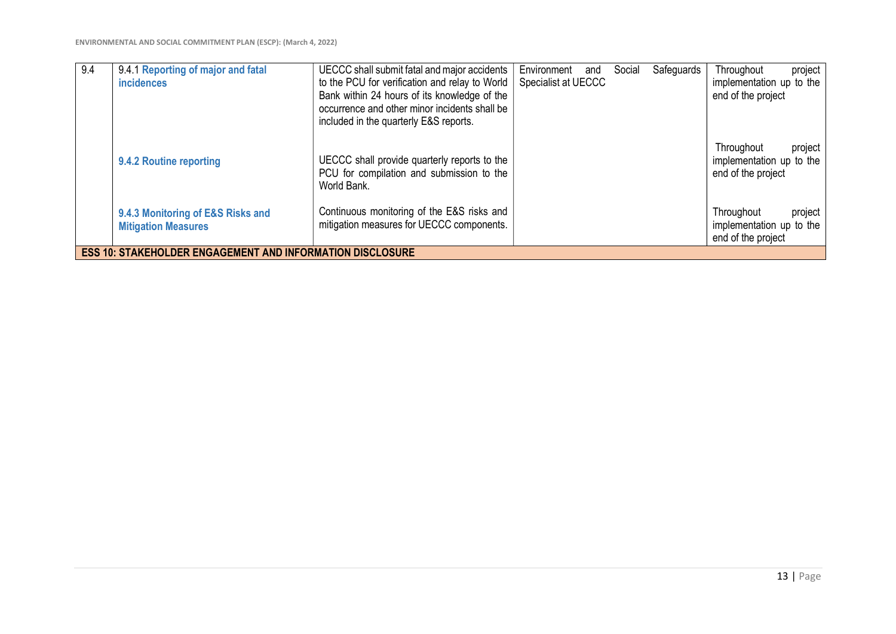| | | | | |
|---|---|---|---|---|
| 9.4 | 9.4.1 **Reporting of major and fatal incidences** | UECCC shall submit fatal and major accidents to the PCU for verification and relay to World Bank within 24 hours of its knowledge of the occurrence and other minor incidents shall be included in the quarterly E&S reports. | Environment and Social Safeguards Specialist at UECCC | Throughout project implementation up to the end of the project |
| | **9.4.2 Routine reporting** | UECCC shall provide quarterly reports to the PCU for compilation and submission to the World Bank. | | Throughout project implementation up to the end of the project |
| | **9.4.3 Monitoring of E&S Risks and Mitigation Measures** | Continuous monitoring of the E&S risks and mitigation measures for UECCC components. | | Throughout project implementation up to the end of the project |
| **ESS 10: STAKEHOLDER ENGAGEMENT AND INFORMATION DISCLOSURE** | | | | |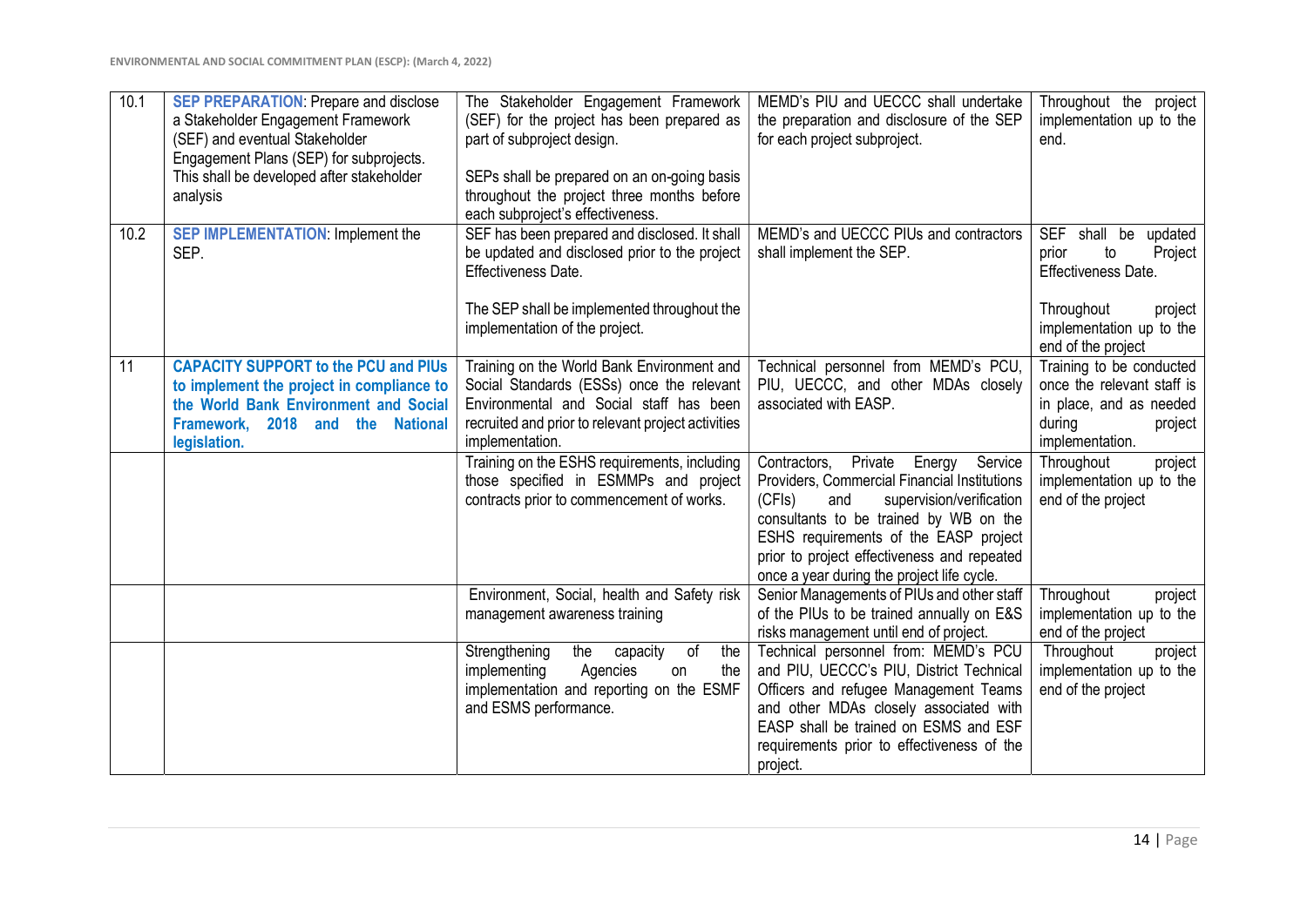| | | | | |
|---|---|---|---|---|
| 10.1 | **SEP PREPARATION**: Prepare and disclose a Stakeholder Engagement Framework (SEF) and eventual Stakeholder Engagement Plans (SEP) for subprojects. This shall be developed after stakeholder analysis | The Stakeholder Engagement Framework (SEF) for the project has been prepared as part of subproject design.<br><br>SEPs shall be prepared on an on-going basis throughout the project three months before each subproject's effectiveness. | MEMD's PIU and UECCC shall undertake the preparation and disclosure of the SEP for each project subproject. | Throughout the project implementation up to the end. |
| 10.2 | **SEP IMPLEMENTATION**: Implement the SEP. | SEF has been prepared and disclosed. It shall be updated and disclosed prior to the project Effectiveness Date.<br><br>The SEP shall be implemented throughout the implementation of the project. | MEMD's and UECCC PIUs and contractors shall implement the SEP. | SEF shall be updated prior to Project Effectiveness Date.<br><br>Throughout project implementation up to the end of the project |
| 11 | **CAPACITY SUPPORT to the PCU and PIUs to implement the project in compliance to the World Bank Environment and Social Framework, 2018 and the National legislation.** | Training on the World Bank Environment and Social Standards (ESSs) once the relevant Environmental and Social staff has been recruited and prior to relevant project activities implementation. | Technical personnel from MEMD's PCU, PIU, UECCC, and other MDAs closely associated with EASP. | Training to be conducted once the relevant staff is in place, and as needed during project implementation. |
| | | Training on the ESHS requirements, including those specified in ESMMPs and project contracts prior to commencement of works. | Contractors, Private Energy Service Providers, Commercial Financial Institutions (CFIs) and supervision/verification consultants to be trained by WB on the ESHS requirements of the EASP project prior to project effectiveness and repeated once a year during the project life cycle. | Throughout project implementation up to the end of the project |
| | | Environment, Social, health and Safety risk management awareness training | Senior Managements of PIUs and other staff of the PIUs to be trained annually on E&S risks management until end of project. | Throughout project implementation up to the end of the project |
| | | Strengthening the capacity of the implementing Agencies on the implementation and reporting on the ESMF and ESMS performance. | Technical personnel from: MEMD's PCU and PIU, UECCC's PIU, District Technical Officers and refugee Management Teams and other MDAs closely associated with EASP shall be trained on ESMS and ESF requirements prior to effectiveness of the project. | Throughout project implementation up to the end of the project |